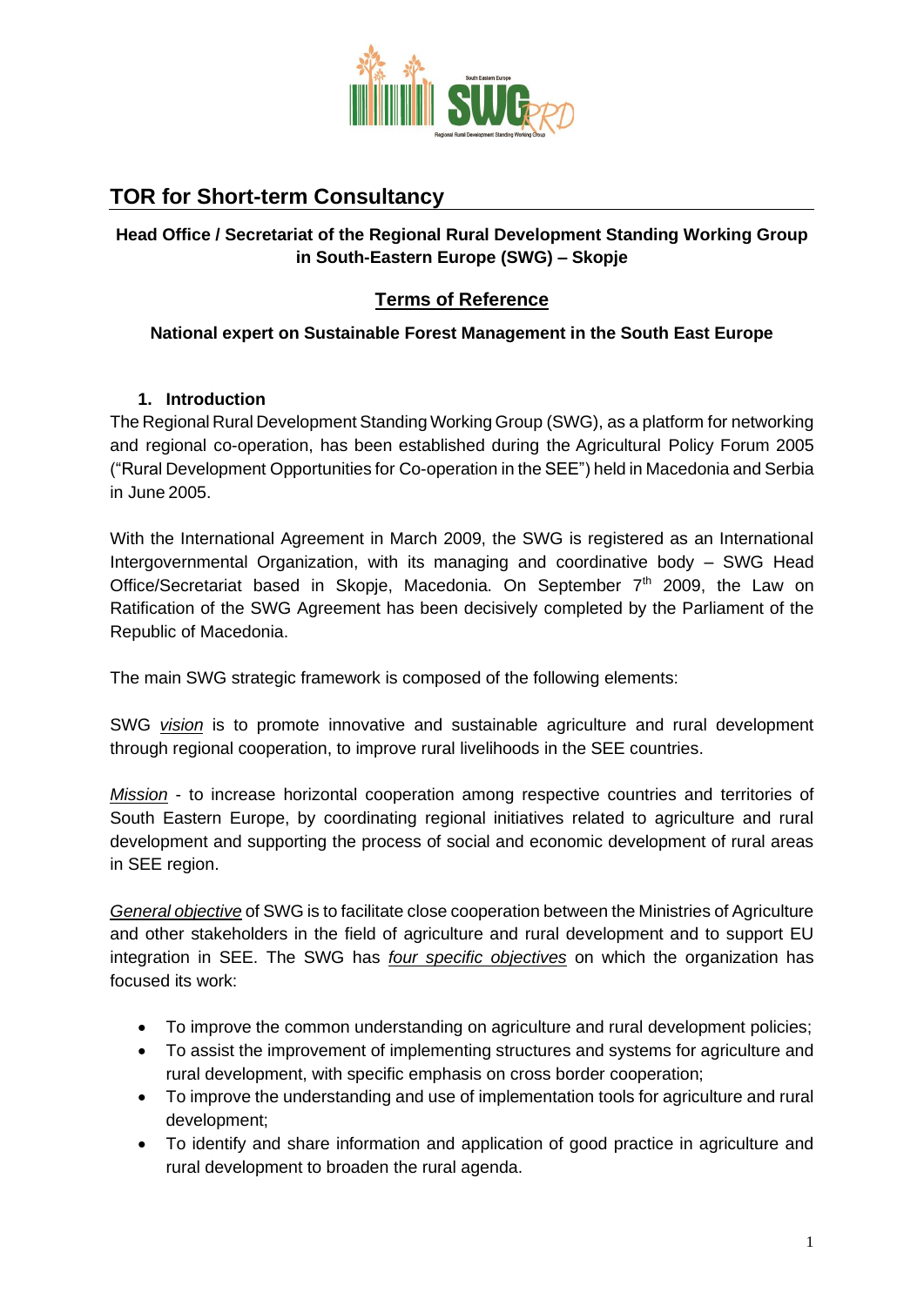# TOR for Short-term Consultancy

**Head Office / Secretariat of the Regional Rural Development Standing Working Group in South-Eastern Europe (SWG) – Skopje**

## Terms of Reference

**National expert on Sustainable Forest Management in the South East Europe**

### 1. Introduction

The Regional Rural Development Standing Working Group (SWG), as a platform for networking and regional co-operation, has been established during the Agricultural Policy Forum 2005 ("Rural Development Opportunities for Co-operation in the SEE") held in Macedonia and Serbia in June 2005.

With the International Agreement in March 2009, the SWG is registered as an International Intergovernmental Organization, with its managing and coordinative body – SWG Head Office/Secretariat based in Skopje, Macedonia. On September 7th 2009, the Law on Ratification of the SWG Agreement has been decisively completed by the Parliament of the Republic of Macedonia.

The main SWG strategic framework is composed of the following elements:

SWG *vision* is to promote innovative and sustainable agriculture and rural development through regional cooperation, to improve rural livelihoods in the SEE countries.

*Mission* - to increase horizontal cooperation among respective countries and territories of South Eastern Europe, by coordinating regional initiatives related to agriculture and rural development and supporting the process of social and economic development of rural areas in SEE region.

*General objective* of SWG is to facilitate close cooperation between the Ministries of Agriculture and other stakeholders in the field of agriculture and rural development and to support EU integration in SEE. The SWG has *four specific objectives* on which the organization has focused its work:

- To improve the common understanding on agriculture and rural development policies;
- To assist the improvement of implementing structures and systems for agriculture and rural development, with specific emphasis on cross border cooperation;
- To improve the understanding and use of implementation tools for agriculture and rural development;
- To identify and share information and application of good practice in agriculture and rural development to broaden the rural agenda.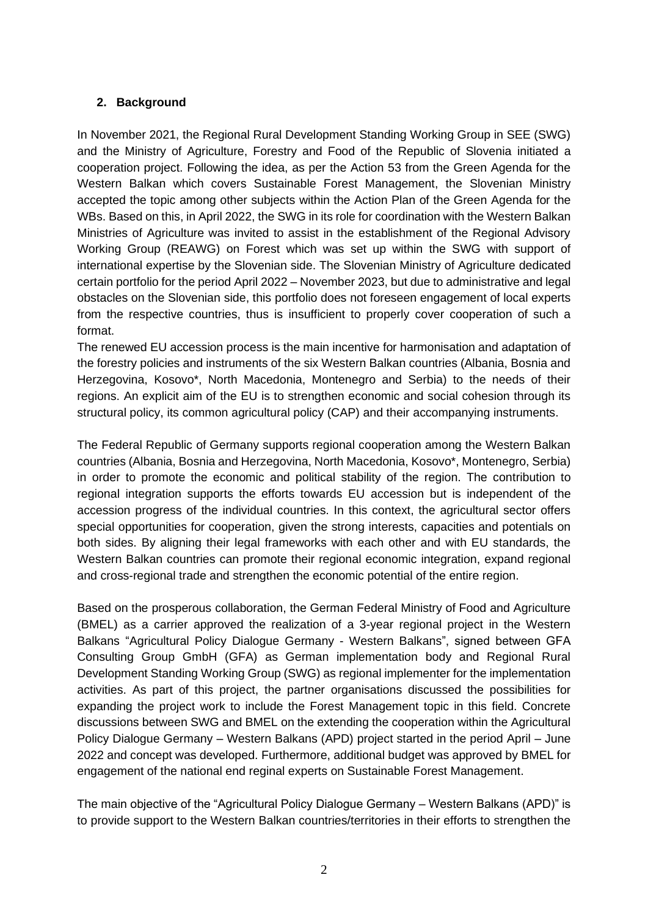## 2. Background

In November 2021, the Regional Rural Development Standing Working Group in SEE (SWG) and the Ministry of Agriculture, Forestry and Food of the Republic of Slovenia initiated a cooperation project. Following the idea, as per the Action 53 from the Green Agenda for the Western Balkan which covers Sustainable Forest Management, the Slovenian Ministry accepted the topic among other subjects within the Action Plan of the Green Agenda for the WBs. Based on this, in April 2022, the SWG in its role for coordination with the Western Balkan Ministries of Agriculture was invited to assist in the establishment of the Regional Advisory Working Group (REAWG) on Forest which was set up within the SWG with support of international expertise by the Slovenian side. The Slovenian Ministry of Agriculture dedicated certain portfolio for the period April 2022 – November 2023, but due to administrative and legal obstacles on the Slovenian side, this portfolio does not foreseen engagement of local experts from the respective countries, thus is insufficient to properly cover cooperation of such a format.

The renewed EU accession process is the main incentive for harmonisation and adaptation of the forestry policies and instruments of the six Western Balkan countries (Albania, Bosnia and Herzegovina, Kosovo*, North Macedonia, Montenegro and Serbia) to the needs of their regions. An explicit aim of the EU is to strengthen economic and social cohesion through its structural policy, its common agricultural policy (CAP) and their accompanying instruments.

The Federal Republic of Germany supports regional cooperation among the Western Balkan countries (Albania, Bosnia and Herzegovina, North Macedonia, Kosovo*, Montenegro, Serbia) in order to promote the economic and political stability of the region. The contribution to regional integration supports the efforts towards EU accession but is independent of the accession progress of the individual countries. In this context, the agricultural sector offers special opportunities for cooperation, given the strong interests, capacities and potentials on both sides. By aligning their legal frameworks with each other and with EU standards, the Western Balkan countries can promote their regional economic integration, expand regional and cross-regional trade and strengthen the economic potential of the entire region.

Based on the prosperous collaboration, the German Federal Ministry of Food and Agriculture (BMEL) as a carrier approved the realization of a 3-year regional project in the Western Balkans "Agricultural Policy Dialogue Germany - Western Balkans", signed between GFA Consulting Group GmbH (GFA) as German implementation body and Regional Rural Development Standing Working Group (SWG) as regional implementer for the implementation activities. As part of this project, the partner organisations discussed the possibilities for expanding the project work to include the Forest Management topic in this field. Concrete discussions between SWG and BMEL on the extending the cooperation within the Agricultural Policy Dialogue Germany – Western Balkans (APD) project started in the period April – June 2022 and concept was developed. Furthermore, additional budget was approved by BMEL for engagement of the national end reginal experts on Sustainable Forest Management.

The main objective of the "Agricultural Policy Dialogue Germany – Western Balkans (APD)" is to provide support to the Western Balkan countries/territories in their efforts to strengthen the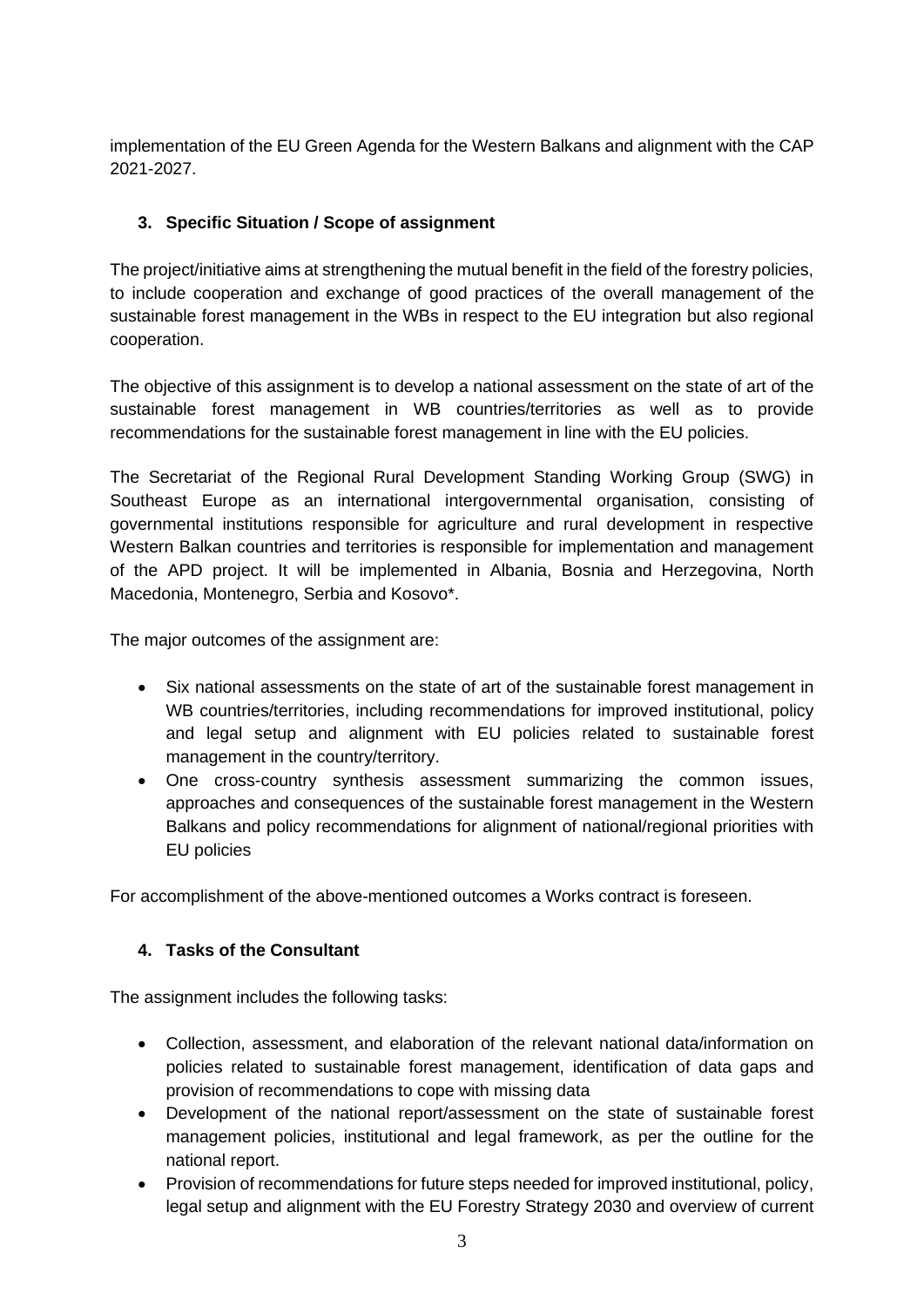implementation of the EU Green Agenda for the Western Balkans and alignment with the CAP 2021-2027.

### 3. Specific Situation / Scope of assignment

The project/initiative aims at strengthening the mutual benefit in the field of the forestry policies, to include cooperation and exchange of good practices of the overall management of the sustainable forest management in the WBs in respect to the EU integration but also regional cooperation.

The objective of this assignment is to develop a national assessment on the state of art of the sustainable forest management in WB countries/territories as well as to provide recommendations for the sustainable forest management in line with the EU policies.

The Secretariat of the Regional Rural Development Standing Working Group (SWG) in Southeast Europe as an international intergovernmental organisation, consisting of governmental institutions responsible for agriculture and rural development in respective Western Balkan countries and territories is responsible for implementation and management of the APD project. It will be implemented in Albania, Bosnia and Herzegovina, North Macedonia, Montenegro, Serbia and Kosovo*.

The major outcomes of the assignment are:

- Six national assessments on the state of art of the sustainable forest management in WB countries/territories, including recommendations for improved institutional, policy and legal setup and alignment with EU policies related to sustainable forest management in the country/territory.
- One cross-country synthesis assessment summarizing the common issues, approaches and consequences of the sustainable forest management in the Western Balkans and policy recommendations for alignment of national/regional priorities with EU policies

For accomplishment of the above-mentioned outcomes a Works contract is foreseen.

### 4. Tasks of the Consultant

The assignment includes the following tasks:

- Collection, assessment, and elaboration of the relevant national data/information on policies related to sustainable forest management, identification of data gaps and provision of recommendations to cope with missing data
- Development of the national report/assessment on the state of sustainable forest management policies, institutional and legal framework, as per the outline for the national report.
- Provision of recommendations for future steps needed for improved institutional, policy, legal setup and alignment with the EU Forestry Strategy 2030 and overview of current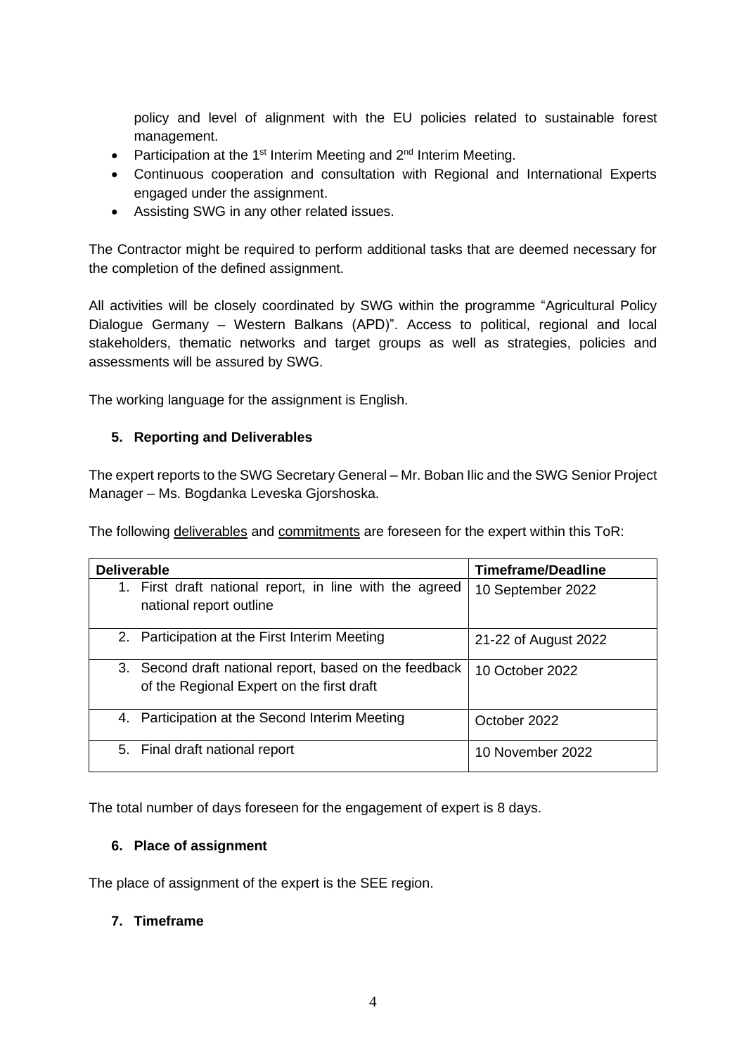policy and level of alignment with the EU policies related to sustainable forest management.

- Participation at the 1st Interim Meeting and 2nd Interim Meeting.
- Continuous cooperation and consultation with Regional and International Experts engaged under the assignment.
- Assisting SWG in any other related issues.

The Contractor might be required to perform additional tasks that are deemed necessary for the completion of the defined assignment.

All activities will be closely coordinated by SWG within the programme "Agricultural Policy Dialogue Germany – Western Balkans (APD)". Access to political, regional and local stakeholders, thematic networks and target groups as well as strategies, policies and assessments will be assured by SWG.

The working language for the assignment is English.

### 5. Reporting and Deliverables

The expert reports to the SWG Secretary General – Mr. Boban Ilic and the SWG Senior Project Manager – Ms. Bogdanka Leveska Gjorshoska.

The following deliverables and commitments are foreseen for the expert within this ToR:

| Deliverable | Timeframe/Deadline |
|---|---|
| 1. First draft national report, in line with the agreed national report outline | 10 September 2022 |
| 2. Participation at the First Interim Meeting | 21-22 of August 2022 |
| 3. Second draft national report, based on the feedback of the Regional Expert on the first draft | 10 October 2022 |
| 4. Participation at the Second Interim Meeting | October 2022 |
| 5. Final draft national report | 10 November 2022 |

The total number of days foreseen for the engagement of expert is 8 days.

### 6. Place of assignment

The place of assignment of the expert is the SEE region.

### 7. Timeframe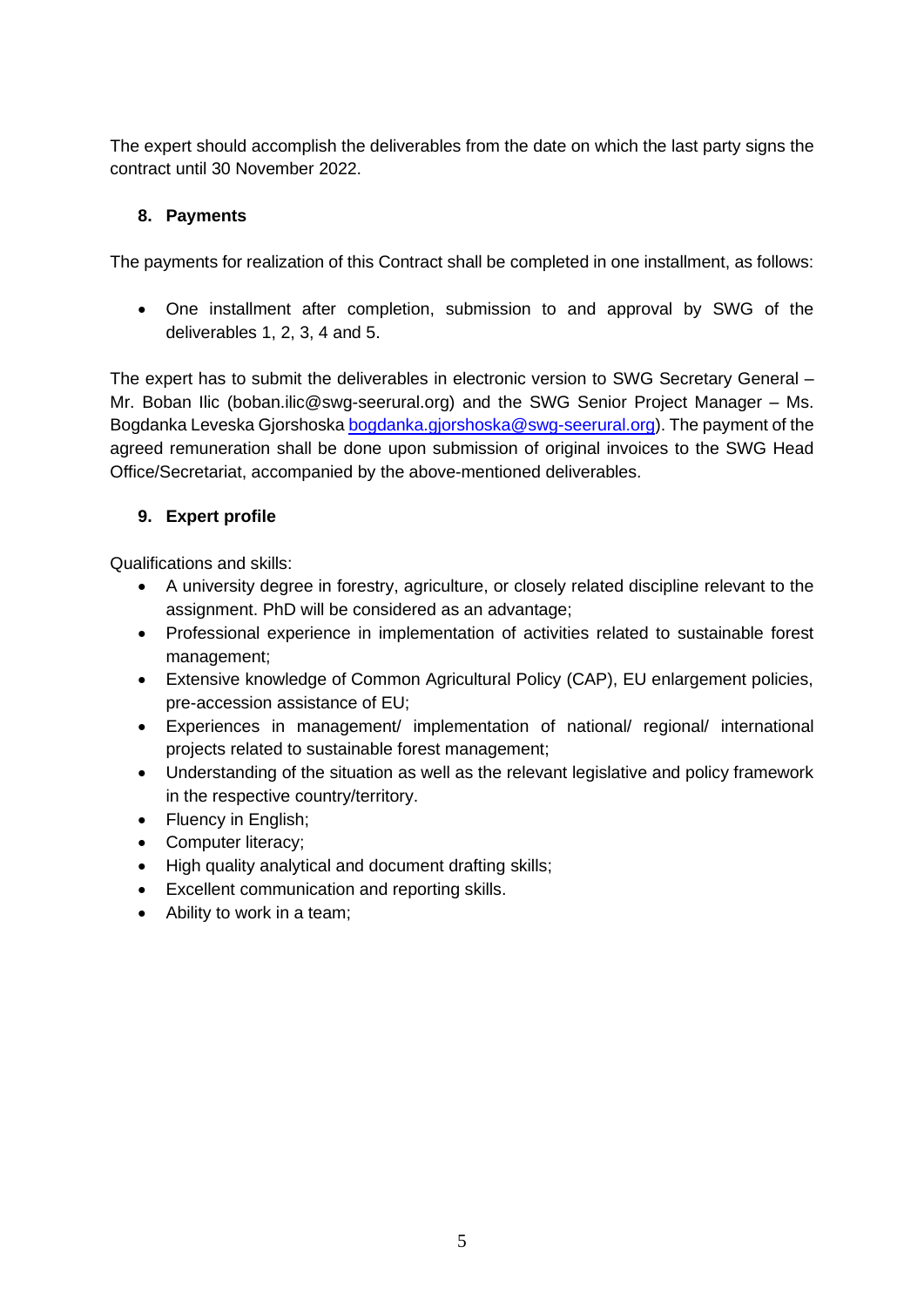The expert should accomplish the deliverables from the date on which the last party signs the contract until 30 November 2022.

## 8. Payments

The payments for realization of this Contract shall be completed in one installment, as follows:

- One installment after completion, submission to and approval by SWG of the deliverables 1, 2, 3, 4 and 5.

The expert has to submit the deliverables in electronic version to SWG Secretary General – Mr. Boban Ilic (boban.ilic@swg-seerural.org) and the SWG Senior Project Manager – Ms. Bogdanka Leveska Gjorshoska bogdanka.gjorshoska@swg-seerural.org). The payment of the agreed remuneration shall be done upon submission of original invoices to the SWG Head Office/Secretariat, accompanied by the above-mentioned deliverables.

## 9. Expert profile

Qualifications and skills:

- A university degree in forestry, agriculture, or closely related discipline relevant to the assignment. PhD will be considered as an advantage;
- Professional experience in implementation of activities related to sustainable forest management;
- Extensive knowledge of Common Agricultural Policy (CAP), EU enlargement policies, pre-accession assistance of EU;
- Experiences in management/ implementation of national/ regional/ international projects related to sustainable forest management;
- Understanding of the situation as well as the relevant legislative and policy framework in the respective country/territory.
- Fluency in English;
- Computer literacy;
- High quality analytical and document drafting skills;
- Excellent communication and reporting skills.
- Ability to work in a team;